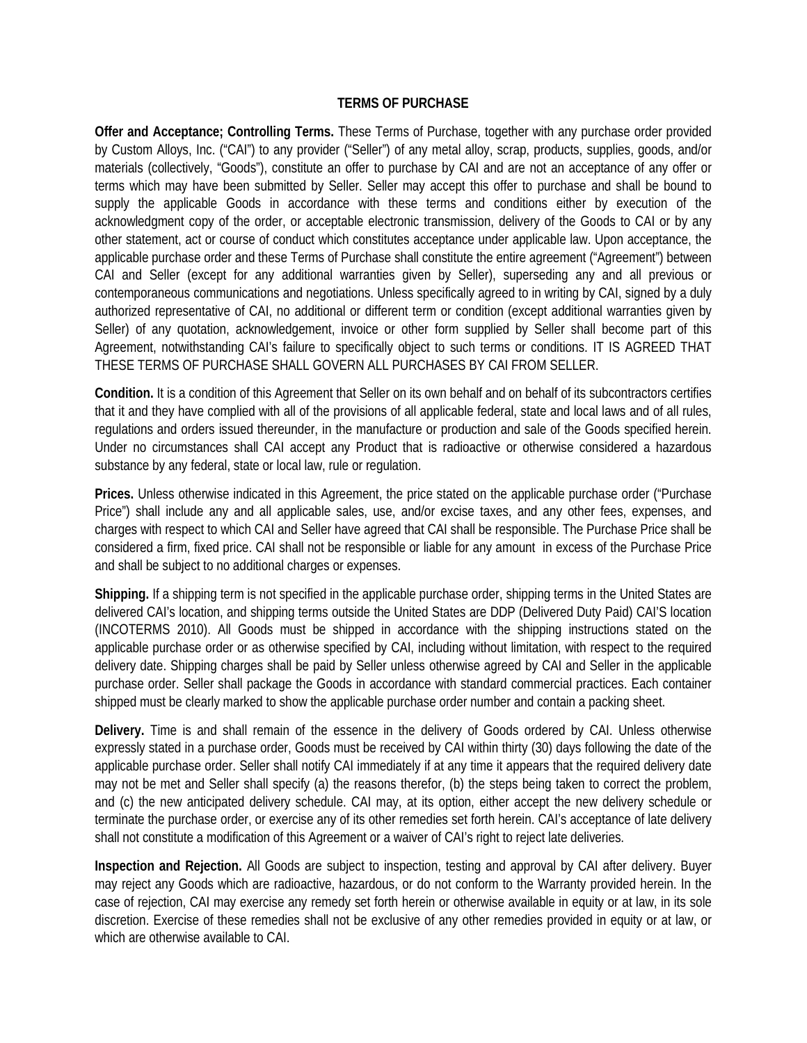# TERMS OF PURCHASE

**Offer and Acceptance; Controlling Terms.** These Terms of Purchase, together with any purchase order provided by Custom Alloys, Inc. ("CAI") to any provider ("Seller") of any metal alloy, scrap, products, supplies, goods, and/or materials (collectively, "Goods"), constitute an offer to purchase by CAI and are not an acceptance of any offer or terms which may have been submitted by Seller. Seller may accept this offer to purchase and shall be bound to supply the applicable Goods in accordance with these terms and conditions either by execution of the acknowledgment copy of the order, or acceptable electronic transmission, delivery of the Goods to CAI or by any other statement, act or course of conduct which constitutes acceptance under applicable law. Upon acceptance, the applicable purchase order and these Terms of Purchase shall constitute the entire agreement ("Agreement") between CAI and Seller (except for any additional warranties given by Seller), superseding any and all previous or contemporaneous communications and negotiations. Unless specifically agreed to in writing by CAI, signed by a duly authorized representative of CAI, no additional or different term or condition (except additional warranties given by Seller) of any quotation, acknowledgement, invoice or other form supplied by Seller shall become part of this Agreement, notwithstanding CAI's failure to specifically object to such terms or conditions. IT IS AGREED THAT THESE TERMS OF PURCHASE SHALL GOVERN ALL PURCHASES BY CAI FROM SELLER.

**Condition.** It is a condition of this Agreement that Seller on its own behalf and on behalf of its subcontractors certifies that it and they have complied with all of the provisions of all applicable federal, state and local laws and of all rules, regulations and orders issued thereunder, in the manufacture or production and sale of the Goods specified herein. Under no circumstances shall CAI accept any Product that is radioactive or otherwise considered a hazardous substance by any federal, state or local law, rule or regulation.

**Prices.** Unless otherwise indicated in this Agreement, the price stated on the applicable purchase order ("Purchase Price") shall include any and all applicable sales, use, and/or excise taxes, and any other fees, expenses, and charges with respect to which CAI and Seller have agreed that CAI shall be responsible. The Purchase Price shall be considered a firm, fixed price. CAI shall not be responsible or liable for any amount in excess of the Purchase Price and shall be subject to no additional charges or expenses.

**Shipping.** If a shipping term is not specified in the applicable purchase order, shipping terms in the United States are delivered CAI's location, and shipping terms outside the United States are DDP (Delivered Duty Paid) CAI'S location (INCOTERMS 2010). All Goods must be shipped in accordance with the shipping instructions stated on the applicable purchase order or as otherwise specified by CAI, including without limitation, with respect to the required delivery date. Shipping charges shall be paid by Seller unless otherwise agreed by CAI and Seller in the applicable purchase order. Seller shall package the Goods in accordance with standard commercial practices. Each container shipped must be clearly marked to show the applicable purchase order number and contain a packing sheet.

**Delivery.** Time is and shall remain of the essence in the delivery of Goods ordered by CAI. Unless otherwise expressly stated in a purchase order, Goods must be received by CAI within thirty (30) days following the date of the applicable purchase order. Seller shall notify CAI immediately if at any time it appears that the required delivery date may not be met and Seller shall specify (a) the reasons therefor, (b) the steps being taken to correct the problem, and (c) the new anticipated delivery schedule. CAI may, at its option, either accept the new delivery schedule or terminate the purchase order, or exercise any of its other remedies set forth herein. CAI's acceptance of late delivery shall not constitute a modification of this Agreement or a waiver of CAI's right to reject late deliveries.

**Inspection and Rejection.** All Goods are subject to inspection, testing and approval by CAI after delivery. Buyer may reject any Goods which are radioactive, hazardous, or do not conform to the Warranty provided herein. In the case of rejection, CAI may exercise any remedy set forth herein or otherwise available in equity or at law, in its sole discretion. Exercise of these remedies shall not be exclusive of any other remedies provided in equity or at law, or which are otherwise available to CAI.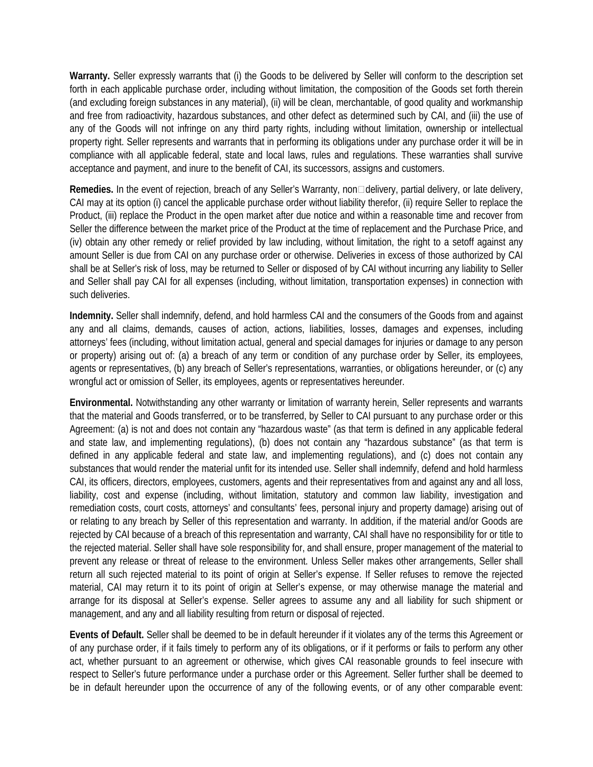**Warranty.** Seller expressly warrants that (i) the Goods to be delivered by Seller will conform to the description set forth in each applicable purchase order, including without limitation, the composition of the Goods set forth therein (and excluding foreign substances in any material), (ii) will be clean, merchantable, of good quality and workmanship and free from radioactivity, hazardous substances, and other defect as determined such by CAI, and (iii) the use of any of the Goods will not infringe on any third party rights, including without limitation, ownership or intellectual property right. Seller represents and warrants that in performing its obligations under any purchase order it will be in compliance with all applicable federal, state and local laws, rules and regulations. These warranties shall survive acceptance and payment, and inure to the benefit of CAI, its successors, assigns and customers.

**Remedies.** In the event of rejection, breach of any Seller's Warranty, non-delivery, partial delivery, or late delivery, CAI may at its option (i) cancel the applicable purchase order without liability therefor, (ii) require Seller to replace the Product, (iii) replace the Product in the open market after due notice and within a reasonable time and recover from Seller the difference between the market price of the Product at the time of replacement and the Purchase Price, and (iv) obtain any other remedy or relief provided by law including, without limitation, the right to a setoff against any amount Seller is due from CAI on any purchase order or otherwise. Deliveries in excess of those authorized by CAI shall be at Seller's risk of loss, may be returned to Seller or disposed of by CAI without incurring any liability to Seller and Seller shall pay CAI for all expenses (including, without limitation, transportation expenses) in connection with such deliveries.

**Indemnity.** Seller shall indemnify, defend, and hold harmless CAI and the consumers of the Goods from and against any and all claims, demands, causes of action, actions, liabilities, losses, damages and expenses, including attorneys' fees (including, without limitation actual, general and special damages for injuries or damage to any person or property) arising out of: (a) a breach of any term or condition of any purchase order by Seller, its employees, agents or representatives, (b) any breach of Seller's representations, warranties, or obligations hereunder, or (c) any wrongful act or omission of Seller, its employees, agents or representatives hereunder.

**Environmental.** Notwithstanding any other warranty or limitation of warranty herein, Seller represents and warrants that the material and Goods transferred, or to be transferred, by Seller to CAI pursuant to any purchase order or this Agreement: (a) is not and does not contain any "hazardous waste" (as that term is defined in any applicable federal and state law, and implementing regulations), (b) does not contain any "hazardous substance" (as that term is defined in any applicable federal and state law, and implementing regulations), and (c) does not contain any substances that would render the material unfit for its intended use. Seller shall indemnify, defend and hold harmless CAI, its officers, directors, employees, customers, agents and their representatives from and against any and all loss, liability, cost and expense (including, without limitation, statutory and common law liability, investigation and remediation costs, court costs, attorneys' and consultants' fees, personal injury and property damage) arising out of or relating to any breach by Seller of this representation and warranty. In addition, if the material and/or Goods are rejected by CAI because of a breach of this representation and warranty, CAI shall have no responsibility for or title to the rejected material. Seller shall have sole responsibility for, and shall ensure, proper management of the material to prevent any release or threat of release to the environment. Unless Seller makes other arrangements, Seller shall return all such rejected material to its point of origin at Seller's expense. If Seller refuses to remove the rejected material, CAI may return it to its point of origin at Seller's expense, or may otherwise manage the material and arrange for its disposal at Seller's expense. Seller agrees to assume any and all liability for such shipment or management, and any and all liability resulting from return or disposal of rejected.

**Events of Default.** Seller shall be deemed to be in default hereunder if it violates any of the terms this Agreement or of any purchase order, if it fails timely to perform any of its obligations, or if it performs or fails to perform any other act, whether pursuant to an agreement or otherwise, which gives CAI reasonable grounds to feel insecure with respect to Seller's future performance under a purchase order or this Agreement. Seller further shall be deemed to be in default hereunder upon the occurrence of any of the following events, or of any other comparable event: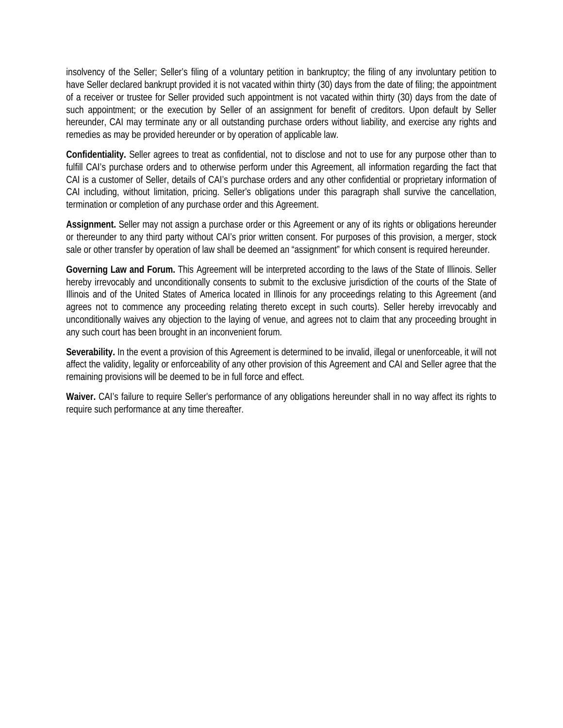insolvency of the Seller; Seller's filing of a voluntary petition in bankruptcy; the filing of any involuntary petition to have Seller declared bankrupt provided it is not vacated within thirty (30) days from the date of filing; the appointment of a receiver or trustee for Seller provided such appointment is not vacated within thirty (30) days from the date of such appointment; or the execution by Seller of an assignment for benefit of creditors. Upon default by Seller hereunder, CAI may terminate any or all outstanding purchase orders without liability, and exercise any rights and remedies as may be provided hereunder or by operation of applicable law.

**Confidentiality.** Seller agrees to treat as confidential, not to disclose and not to use for any purpose other than to fulfill CAI's purchase orders and to otherwise perform under this Agreement, all information regarding the fact that CAI is a customer of Seller, details of CAI's purchase orders and any other confidential or proprietary information of CAI including, without limitation, pricing. Seller's obligations under this paragraph shall survive the cancellation, termination or completion of any purchase order and this Agreement.

**Assignment.** Seller may not assign a purchase order or this Agreement or any of its rights or obligations hereunder or thereunder to any third party without CAI's prior written consent. For purposes of this provision, a merger, stock sale or other transfer by operation of law shall be deemed an "assignment" for which consent is required hereunder.

**Governing Law and Forum.** This Agreement will be interpreted according to the laws of the State of Illinois. Seller hereby irrevocably and unconditionally consents to submit to the exclusive jurisdiction of the courts of the State of Illinois and of the United States of America located in Illinois for any proceedings relating to this Agreement (and agrees not to commence any proceeding relating thereto except in such courts). Seller hereby irrevocably and unconditionally waives any objection to the laying of venue, and agrees not to claim that any proceeding brought in any such court has been brought in an inconvenient forum.

**Severability.** In the event a provision of this Agreement is determined to be invalid, illegal or unenforceable, it will not affect the validity, legality or enforceability of any other provision of this Agreement and CAI and Seller agree that the remaining provisions will be deemed to be in full force and effect.

**Waiver.** CAI's failure to require Seller's performance of any obligations hereunder shall in no way affect its rights to require such performance at any time thereafter.